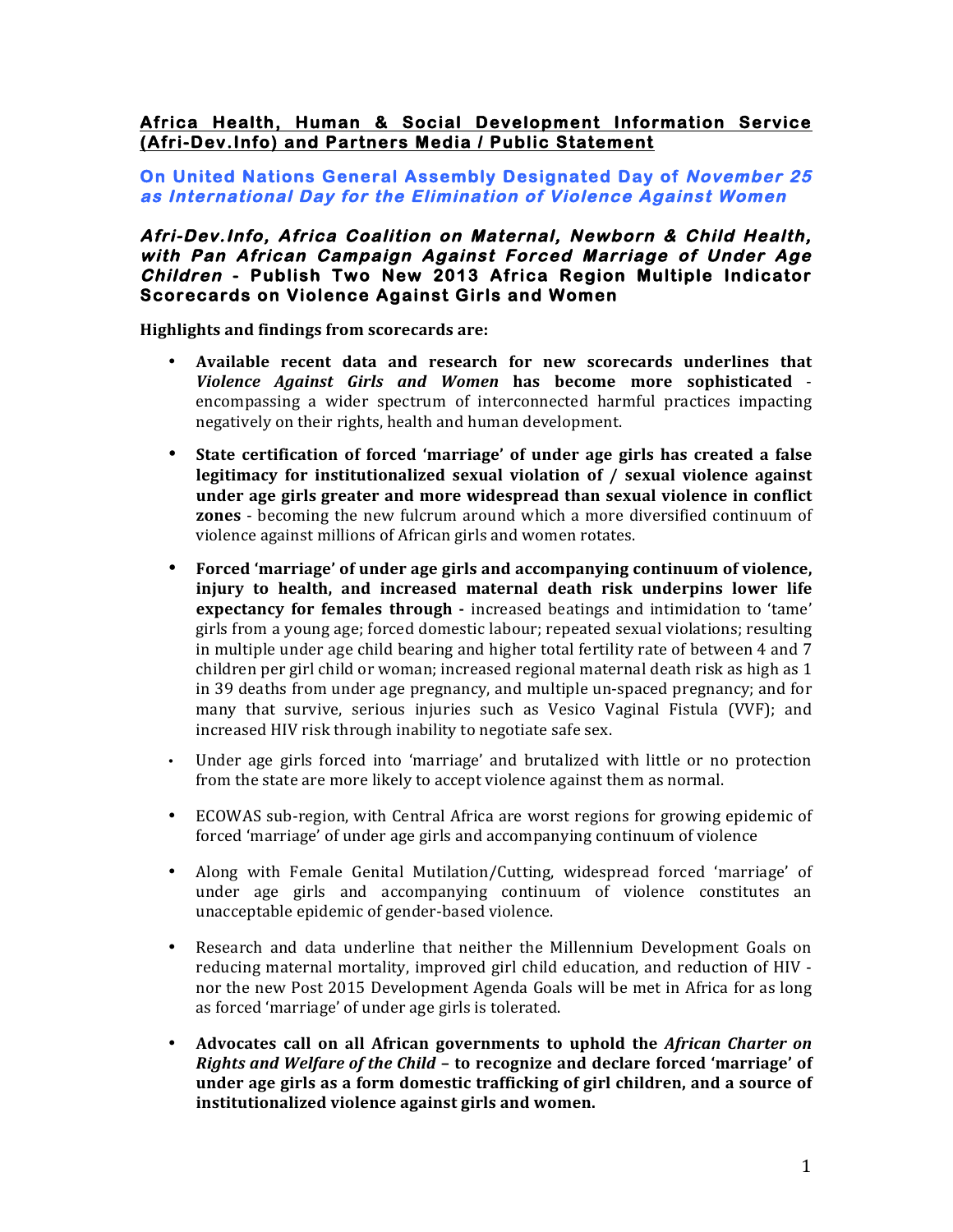## Africa Health, Human & Social Development Information Service (Afri-Dev.Info) and Partners Media / Public Statement

### On United Nations General Assembly Designated Day of *November 25 as International Day for the Elimination of Violence Against Women*

### *Afri-Dev.Info, Africa Coalition on Maternal, Newborn & Child Health, with Pan African Campaign Against Forced Marriage of Under Age Children* - Publish Two New 2013 Africa Region Multiple Indicator Scorecards on Violence Against Girls and Women

**Highlights and findings from scorecards are:**

- **Available recent data and research for new scorecards underlines that *Violence Against Girls and Women* has become more sophisticated** - encompassing a wider spectrum of interconnected harmful practices impacting negatively on their rights, health and human development.
- **State certification of forced 'marriage' of under age girls has created a false legitimacy for institutionalized sexual violation of / sexual violence against under age girls greater and more widespread than sexual violence in conflict zones** - becoming the new fulcrum around which a more diversified continuum of violence against millions of African girls and women rotates.
- **Forced 'marriage' of under age girls and accompanying continuum of violence, injury to health, and increased maternal death risk underpins lower life expectancy for females through -** increased beatings and intimidation to 'tame' girls from a young age; forced domestic labour; repeated sexual violations; resulting in multiple under age child bearing and higher total fertility rate of between 4 and 7 children per girl child or woman; increased regional maternal death risk as high as 1 in 39 deaths from under age pregnancy, and multiple un-spaced pregnancy; and for many that survive, serious injuries such as Vesico Vaginal Fistula (VVF); and increased HIV risk through inability to negotiate safe sex.
- Under age girls forced into 'marriage' and brutalized with little or no protection from the state are more likely to accept violence against them as normal.
- ECOWAS sub-region, with Central Africa are worst regions for growing epidemic of forced 'marriage' of under age girls and accompanying continuum of violence
- Along with Female Genital Mutilation/Cutting, widespread forced 'marriage' of under age girls and accompanying continuum of violence constitutes an unacceptable epidemic of gender-based violence.
- Research and data underline that neither the Millennium Development Goals on reducing maternal mortality, improved girl child education, and reduction of HIV - nor the new Post 2015 Development Agenda Goals will be met in Africa for as long as forced 'marriage' of under age girls is tolerated.
- **Advocates call on all African governments to uphold the *African Charter on Rights and Welfare of the Child* – to recognize and declare forced 'marriage' of under age girls as a form domestic trafficking of girl children, and a source of institutionalized violence against girls and women.**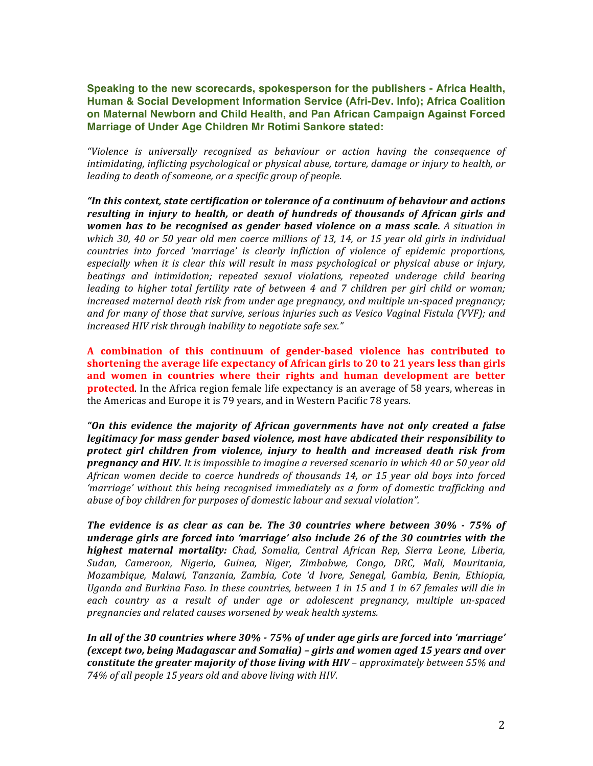**Speaking to the new scorecards, spokesperson for the publishers - Africa Health, Human & Social Development Information Service (Afri-Dev. Info); Africa Coalition on Maternal Newborn and Child Health, and Pan African Campaign Against Forced Marriage of Under Age Children Mr Rotimi Sankore stated:**

*"Violence is universally recognised as behaviour or action having the consequence of intimidating, inflicting psychological or physical abuse, torture, damage or injury to health, or leading to death of someone, or a specific group of people.*

***"In this context, state certification or tolerance of a continuum of behaviour and actions resulting in injury to health, or death of hundreds of thousands of African girls and women has to be recognised as gender based violence on a mass scale.*** *A situation in which 30, 40 or 50 year old men coerce millions of 13, 14, or 15 year old girls in individual countries into forced 'marriage' is clearly infliction of violence of epidemic proportions, especially when it is clear this will result in mass psychological or physical abuse or injury, beatings and intimidation; repeated sexual violations, repeated underage child bearing leading to higher total fertility rate of between 4 and 7 children per girl child or woman; increased maternal death risk from under age pregnancy, and multiple un-spaced pregnancy; and for many of those that survive, serious injuries such as Vesico Vaginal Fistula (VVF); and increased HIV risk through inability to negotiate safe sex."*

**A combination of this continuum of gender-based violence has contributed to shortening the average life expectancy of African girls to 20 to 21 years less than girls and women in countries where their rights and human development are better protected**. In the Africa region female life expectancy is an average of 58 years, whereas in the Americas and Europe it is 79 years, and in Western Pacific 78 years.

***"On this evidence the majority of African governments have not only created a false legitimacy for mass gender based violence, most have abdicated their responsibility to protect girl children from violence, injury to health and increased death risk from pregnancy and HIV.*** *It is impossible to imagine a reversed scenario in which 40 or 50 year old African women decide to coerce hundreds of thousands 14, or 15 year old boys into forced 'marriage' without this being recognised immediately as a form of domestic trafficking and abuse of boy children for purposes of domestic labour and sexual violation".*

***The evidence is as clear as can be. The 30 countries where between 30% - 75% of underage girls are forced into 'marriage' also include 26 of the 30 countries with the highest maternal mortality:*** *Chad, Somalia, Central African Rep, Sierra Leone, Liberia, Sudan, Cameroon, Nigeria, Guinea, Niger, Zimbabwe, Congo, DRC, Mali, Mauritania, Mozambique, Malawi, Tanzania, Zambia, Cote 'd Ivore, Senegal, Gambia, Benin, Ethiopia, Uganda and Burkina Faso. In these countries, between 1 in 15 and 1 in 67 females will die in each country as a result of under age or adolescent pregnancy, multiple un-spaced pregnancies and related causes worsened by weak health systems.*

***In all of the 30 countries where 30% - 75% of under age girls are forced into 'marriage' (except two, being Madagascar and Somalia) – girls and women aged 15 years and over constitute the greater majority of those living with HIV*** *– approximately between 55% and 74% of all people 15 years old and above living with HIV.*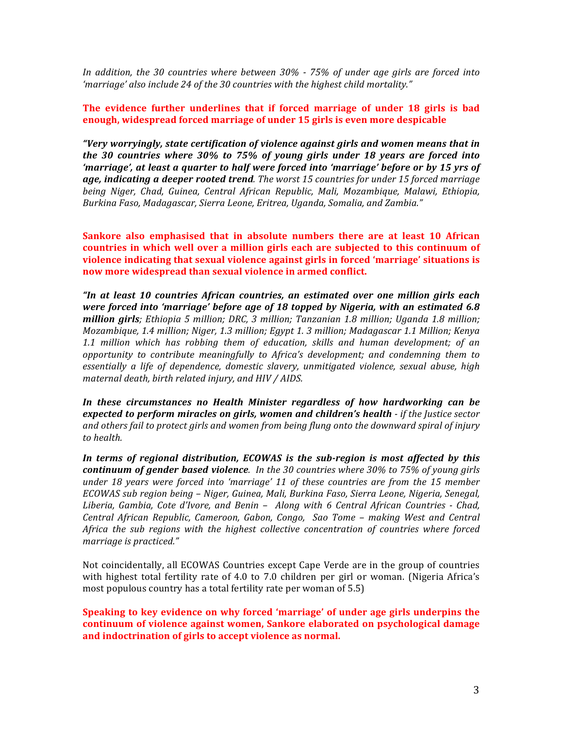*In addition, the 30 countries where between 30% - 75% of under age girls are forced into 'marriage' also include 24 of the 30 countries with the highest child mortality."*

**The evidence further underlines that if forced marriage of under 18 girls is bad enough, widespread forced marriage of under 15 girls is even more despicable**

***"Very worryingly, state certification of violence against girls and women means that in the 30 countries where 30% to 75% of young girls under 18 years are forced into 'marriage', at least a quarter to half were forced into 'marriage' before or by 15 yrs of age, indicating a deeper rooted trend****. The worst 15 countries for under 15 forced marriage being Niger, Chad, Guinea, Central African Republic, Mali, Mozambique, Malawi, Ethiopia, Burkina Faso, Madagascar, Sierra Leone, Eritrea, Uganda, Somalia, and Zambia."*

**Sankore also emphasised that in absolute numbers there are at least 10 African countries in which well over a million girls each are subjected to this continuum of violence indicating that sexual violence against girls in forced 'marriage' situations is now more widespread than sexual violence in armed conflict.**

***"In at least 10 countries African countries, an estimated over one million girls each were forced into 'marriage' before age of 18 topped by Nigeria, with an estimated 6.8 million girls****; Ethiopia 5 million; DRC, 3 million; Tanzanian 1.8 million; Uganda 1.8 million; Mozambique, 1.4 million; Niger, 1.3 million; Egypt 1. 3 million; Madagascar 1.1 Million; Kenya 1.1 million which has robbing them of education, skills and human development; of an opportunity to contribute meaningfully to Africa's development; and condemning them to essentially a life of dependence, domestic slavery, unmitigated violence, sexual abuse, high maternal death, birth related injury, and HIV / AIDS.*

***In these circumstances no Health Minister regardless of how hardworking can be expected to perform miracles on girls, women and children's health*** *- if the Justice sector and others fail to protect girls and women from being flung onto the downward spiral of injury to health.*

***In terms of regional distribution, ECOWAS is the sub-region is most affected by this continuum of gender based violence****. In the 30 countries where 30% to 75% of young girls under 18 years were forced into 'marriage' 11 of these countries are from the 15 member ECOWAS sub region being – Niger, Guinea, Mali, Burkina Faso, Sierra Leone, Nigeria, Senegal, Liberia, Gambia, Cote d'Ivore, and Benin – Along with 6 Central African Countries - Chad, Central African Republic, Cameroon, Gabon, Congo, Sao Tome – making West and Central Africa the sub regions with the highest collective concentration of countries where forced marriage is practiced."*

Not coincidentally, all ECOWAS Countries except Cape Verde are in the group of countries with highest total fertility rate of 4.0 to 7.0 children per girl or woman. (Nigeria Africa's most populous country has a total fertility rate per woman of 5.5)

**Speaking to key evidence on why forced 'marriage' of under age girls underpins the continuum of violence against women, Sankore elaborated on psychological damage and indoctrination of girls to accept violence as normal.**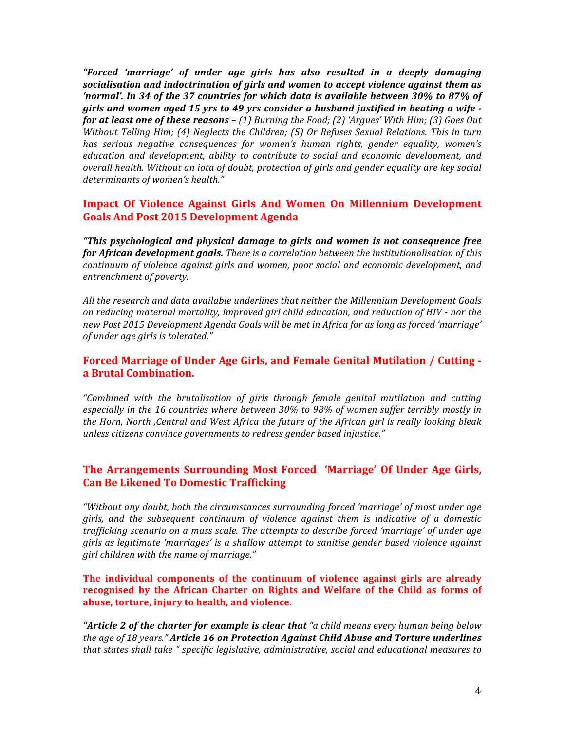***"Forced 'marriage' of under age girls has also resulted in a deeply damaging socialisation and indoctrination of girls and women to accept violence against them as 'normal'. In 34 of the 37 countries for which data is available between 30% to 87% of girls and women aged 15 yrs to 49 yrs consider a husband justified in beating a wife - for at least one of these reasons*** *– (1) Burning the Food; (2) 'Argues' With Him; (3) Goes Out Without Telling Him; (4) Neglects the Children; (5) Or Refuses Sexual Relations. This in turn has serious negative consequences for women's human rights, gender equality, women's education and development, ability to contribute to social and economic development, and overall health. Without an iota of doubt, protection of girls and gender equality are key social determinants of women's health."*

## Impact Of Violence Against Girls And Women On Millennium Development Goals And Post 2015 Development Agenda

***"This psychological and physical damage to girls and women is not consequence free for African development goals.*** *There is a correlation between the institutionalisation of this continuum of violence against girls and women, poor social and economic development, and entrenchment of poverty.*

*All the research and data available underlines that neither the Millennium Development Goals on reducing maternal mortality, improved girl child education, and reduction of HIV - nor the new Post 2015 Development Agenda Goals will be met in Africa for as long as forced 'marriage' of under age girls is tolerated."*

## Forced Marriage of Under Age Girls, and Female Genital Mutilation / Cutting - a Brutal Combination.

*"Combined with the brutalisation of girls through female genital mutilation and cutting especially in the 16 countries where between 30% to 98% of women suffer terribly mostly in the Horn, North ,Central and West Africa the future of the African girl is really looking bleak unless citizens convince governments to redress gender based injustice."*

## The Arrangements Surrounding Most Forced 'Marriage' Of Under Age Girls, Can Be Likened To Domestic Trafficking

*"Without any doubt, both the circumstances surrounding forced 'marriage' of most under age girls, and the subsequent continuum of violence against them is indicative of a domestic trafficking scenario on a mass scale. The attempts to describe forced 'marriage' of under age girls as legitimate 'marriages' is a shallow attempt to sanitise gender based violence against girl children with the name of marriage."*

**The individual components of the continuum of violence against girls are already recognised by the African Charter on Rights and Welfare of the Child as forms of abuse, torture, injury to health, and violence.**

***"Article 2 of the charter for example is clear that*** *"a child means every human being below the age of 18 years."* ***Article 16 on Protection Against Child Abuse and Torture underlines*** *that states shall take " specific legislative, administrative, social and educational measures to*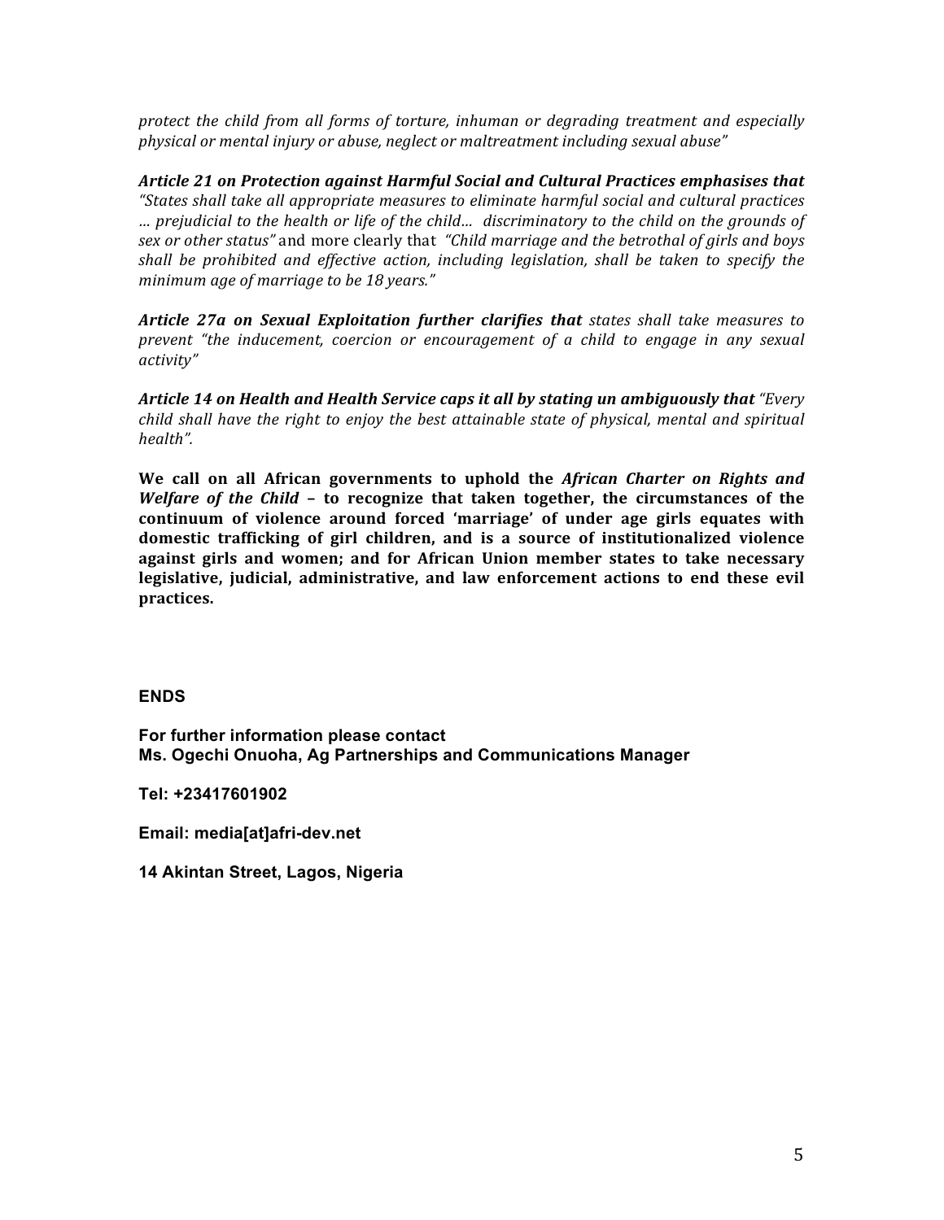*protect the child from all forms of torture, inhuman or degrading treatment and especially physical or mental injury or abuse, neglect or maltreatment including sexual abuse"*

***Article 21 on Protection against Harmful Social and Cultural Practices emphasises that*** *"States shall take all appropriate measures to eliminate harmful social and cultural practices … prejudicial to the health or life of the child… discriminatory to the child on the grounds of sex or other status"* and more clearly that *"Child marriage and the betrothal of girls and boys shall be prohibited and effective action, including legislation, shall be taken to specify the minimum age of marriage to be 18 years."*

***Article 27a on Sexual Exploitation further clarifies that*** *states shall take measures to prevent "the inducement, coercion or encouragement of a child to engage in any sexual activity"*

***Article 14 on Health and Health Service caps it all by stating un ambiguously that*** *"Every child shall have the right to enjoy the best attainable state of physical, mental and spiritual health".*

**We call on all African governments to uphold the *African Charter on Rights and Welfare of the Child* – to recognize that taken together, the circumstances of the continuum of violence around forced 'marriage' of under age girls equates with domestic trafficking of girl children, and is a source of institutionalized violence against girls and women; and for African Union member states to take necessary legislative, judicial, administrative, and law enforcement actions to end these evil practices.**

**ENDS**

**For further information please contact**
**Ms. Ogechi Onuoha, Ag Partnerships and Communications Manager**

**Tel: +23417601902**

**Email: media[at]afri-dev.net**

**14 Akintan Street, Lagos, Nigeria**